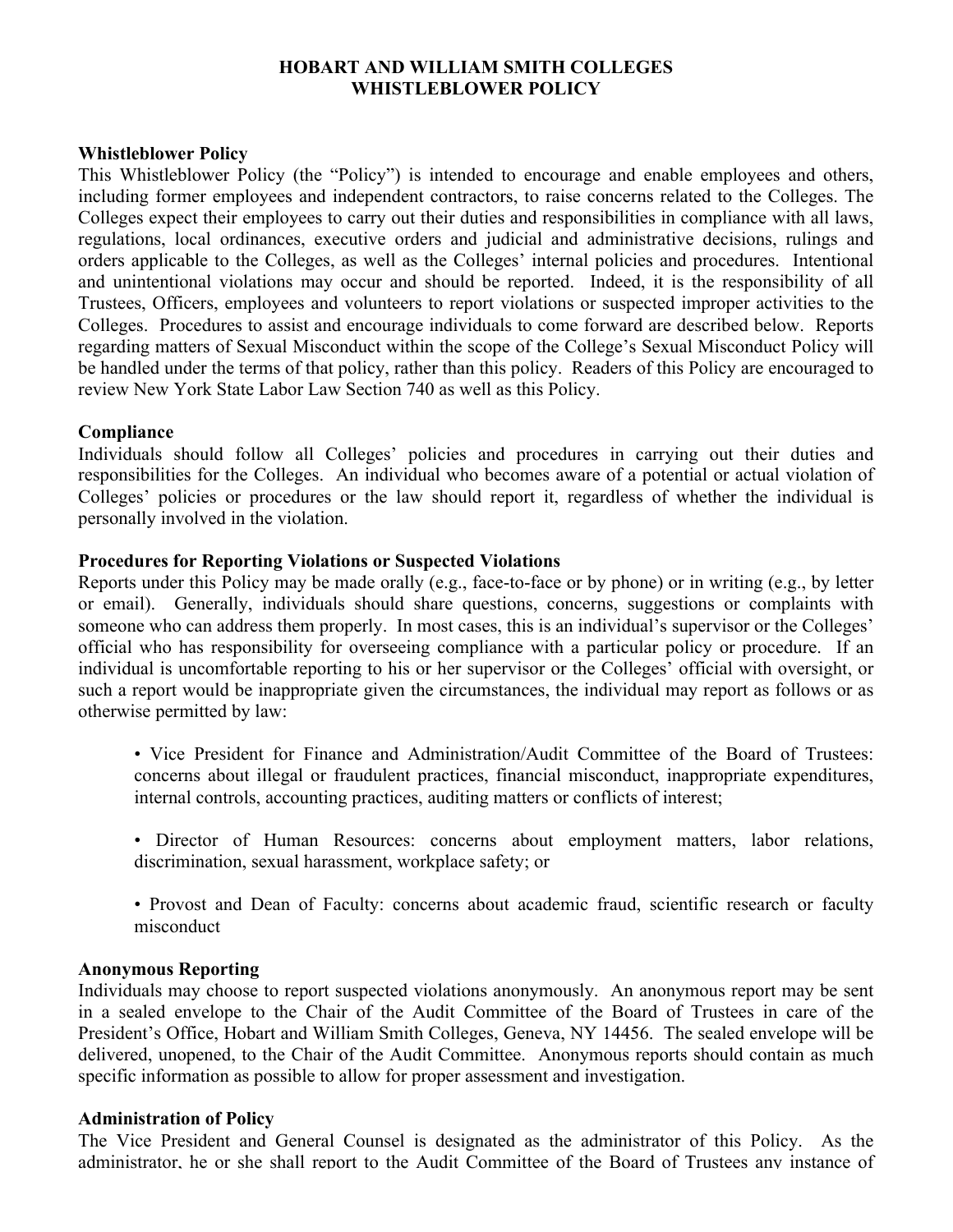# HOBART AND WILLIAM SMITH COLLEGES
# WHISTLEBLOWER POLICY

## Whistleblower Policy

This Whistleblower Policy (the "Policy") is intended to encourage and enable employees and others, including former employees and independent contractors, to raise concerns related to the Colleges. The Colleges expect their employees to carry out their duties and responsibilities in compliance with all laws, regulations, local ordinances, executive orders and judicial and administrative decisions, rulings and orders applicable to the Colleges, as well as the Colleges' internal policies and procedures. Intentional and unintentional violations may occur and should be reported. Indeed, it is the responsibility of all Trustees, Officers, employees and volunteers to report violations or suspected improper activities to the Colleges. Procedures to assist and encourage individuals to come forward are described below. Reports regarding matters of Sexual Misconduct within the scope of the College's Sexual Misconduct Policy will be handled under the terms of that policy, rather than this policy. Readers of this Policy are encouraged to review New York State Labor Law Section 740 as well as this Policy.

## Compliance

Individuals should follow all Colleges' policies and procedures in carrying out their duties and responsibilities for the Colleges. An individual who becomes aware of a potential or actual violation of Colleges' policies or procedures or the law should report it, regardless of whether the individual is personally involved in the violation.

## Procedures for Reporting Violations or Suspected Violations

Reports under this Policy may be made orally (e.g., face-to-face or by phone) or in writing (e.g., by letter or email). Generally, individuals should share questions, concerns, suggestions or complaints with someone who can address them properly. In most cases, this is an individual's supervisor or the Colleges' official who has responsibility for overseeing compliance with a particular policy or procedure. If an individual is uncomfortable reporting to his or her supervisor or the Colleges' official with oversight, or such a report would be inappropriate given the circumstances, the individual may report as follows or as otherwise permitted by law:

- Vice President for Finance and Administration/Audit Committee of the Board of Trustees: concerns about illegal or fraudulent practices, financial misconduct, inappropriate expenditures, internal controls, accounting practices, auditing matters or conflicts of interest;

- Director of Human Resources: concerns about employment matters, labor relations, discrimination, sexual harassment, workplace safety; or

- Provost and Dean of Faculty: concerns about academic fraud, scientific research or faculty misconduct

## Anonymous Reporting

Individuals may choose to report suspected violations anonymously. An anonymous report may be sent in a sealed envelope to the Chair of the Audit Committee of the Board of Trustees in care of the President's Office, Hobart and William Smith Colleges, Geneva, NY 14456. The sealed envelope will be delivered, unopened, to the Chair of the Audit Committee. Anonymous reports should contain as much specific information as possible to allow for proper assessment and investigation.

## Administration of Policy

The Vice President and General Counsel is designated as the administrator of this Policy. As the administrator, he or she shall report to the Audit Committee of the Board of Trustees any instance of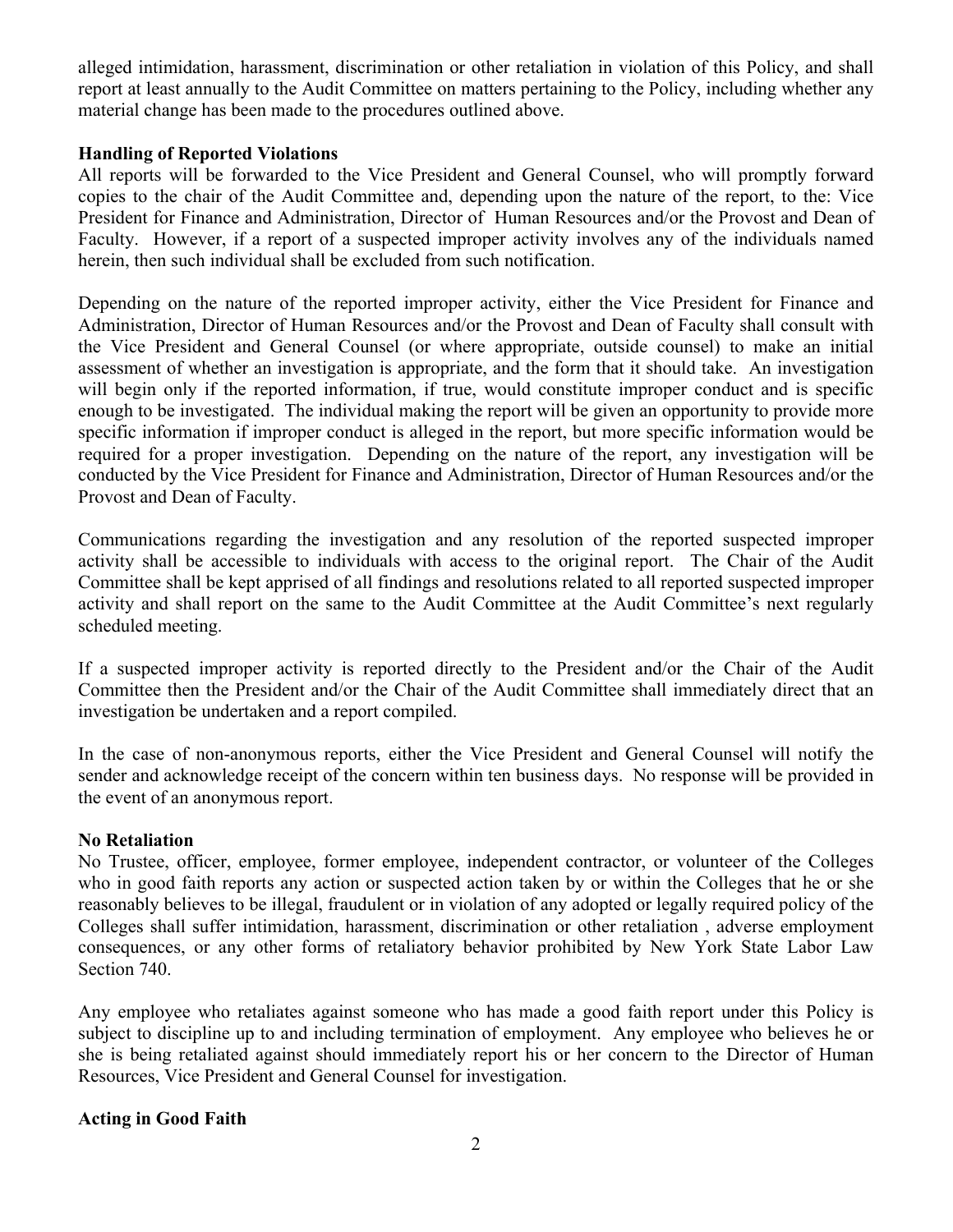alleged intimidation, harassment, discrimination or other retaliation in violation of this Policy, and shall report at least annually to the Audit Committee on matters pertaining to the Policy, including whether any material change has been made to the procedures outlined above.

**Handling of Reported Violations**

All reports will be forwarded to the Vice President and General Counsel, who will promptly forward copies to the chair of the Audit Committee and, depending upon the nature of the report, to the: Vice President for Finance and Administration, Director of Human Resources and/or the Provost and Dean of Faculty. However, if a report of a suspected improper activity involves any of the individuals named herein, then such individual shall be excluded from such notification.

Depending on the nature of the reported improper activity, either the Vice President for Finance and Administration, Director of Human Resources and/or the Provost and Dean of Faculty shall consult with the Vice President and General Counsel (or where appropriate, outside counsel) to make an initial assessment of whether an investigation is appropriate, and the form that it should take. An investigation will begin only if the reported information, if true, would constitute improper conduct and is specific enough to be investigated. The individual making the report will be given an opportunity to provide more specific information if improper conduct is alleged in the report, but more specific information would be required for a proper investigation. Depending on the nature of the report, any investigation will be conducted by the Vice President for Finance and Administration, Director of Human Resources and/or the Provost and Dean of Faculty.

Communications regarding the investigation and any resolution of the reported suspected improper activity shall be accessible to individuals with access to the original report. The Chair of the Audit Committee shall be kept apprised of all findings and resolutions related to all reported suspected improper activity and shall report on the same to the Audit Committee at the Audit Committee's next regularly scheduled meeting.

If a suspected improper activity is reported directly to the President and/or the Chair of the Audit Committee then the President and/or the Chair of the Audit Committee shall immediately direct that an investigation be undertaken and a report compiled.

In the case of non-anonymous reports, either the Vice President and General Counsel will notify the sender and acknowledge receipt of the concern within ten business days. No response will be provided in the event of an anonymous report.

**No Retaliation**

No Trustee, officer, employee, former employee, independent contractor, or volunteer of the Colleges who in good faith reports any action or suspected action taken by or within the Colleges that he or she reasonably believes to be illegal, fraudulent or in violation of any adopted or legally required policy of the Colleges shall suffer intimidation, harassment, discrimination or other retaliation , adverse employment consequences, or any other forms of retaliatory behavior prohibited by New York State Labor Law Section 740.

Any employee who retaliates against someone who has made a good faith report under this Policy is subject to discipline up to and including termination of employment. Any employee who believes he or she is being retaliated against should immediately report his or her concern to the Director of Human Resources, Vice President and General Counsel for investigation.

**Acting in Good Faith**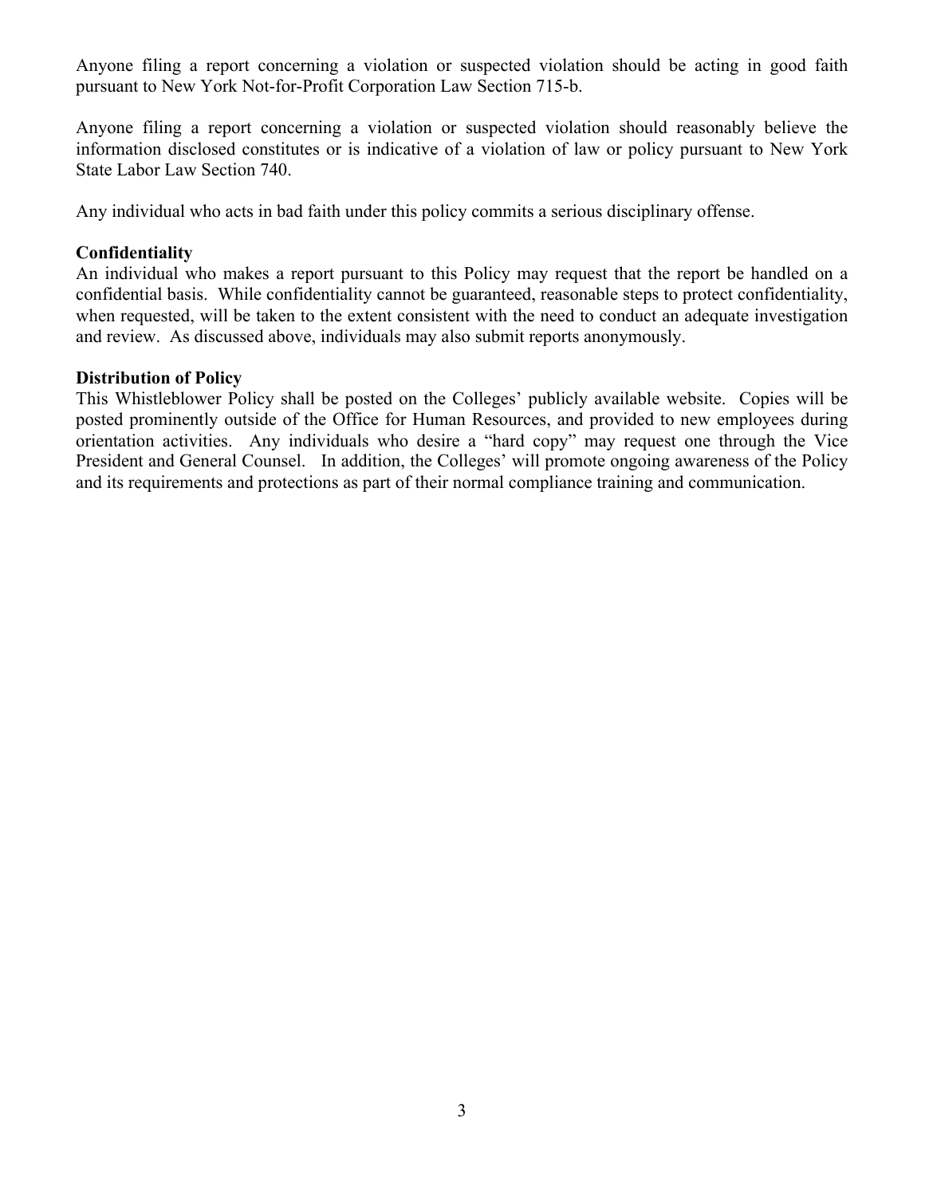Anyone filing a report concerning a violation or suspected violation should be acting in good faith pursuant to New York Not-for-Profit Corporation Law Section 715-b.

Anyone filing a report concerning a violation or suspected violation should reasonably believe the information disclosed constitutes or is indicative of a violation of law or policy pursuant to New York State Labor Law Section 740.

Any individual who acts in bad faith under this policy commits a serious disciplinary offense.

**Confidentiality**

An individual who makes a report pursuant to this Policy may request that the report be handled on a confidential basis. While confidentiality cannot be guaranteed, reasonable steps to protect confidentiality, when requested, will be taken to the extent consistent with the need to conduct an adequate investigation and review. As discussed above, individuals may also submit reports anonymously.

**Distribution of Policy**

This Whistleblower Policy shall be posted on the Colleges' publicly available website. Copies will be posted prominently outside of the Office for Human Resources, and provided to new employees during orientation activities. Any individuals who desire a "hard copy" may request one through the Vice President and General Counsel. In addition, the Colleges' will promote ongoing awareness of the Policy and its requirements and protections as part of their normal compliance training and communication.